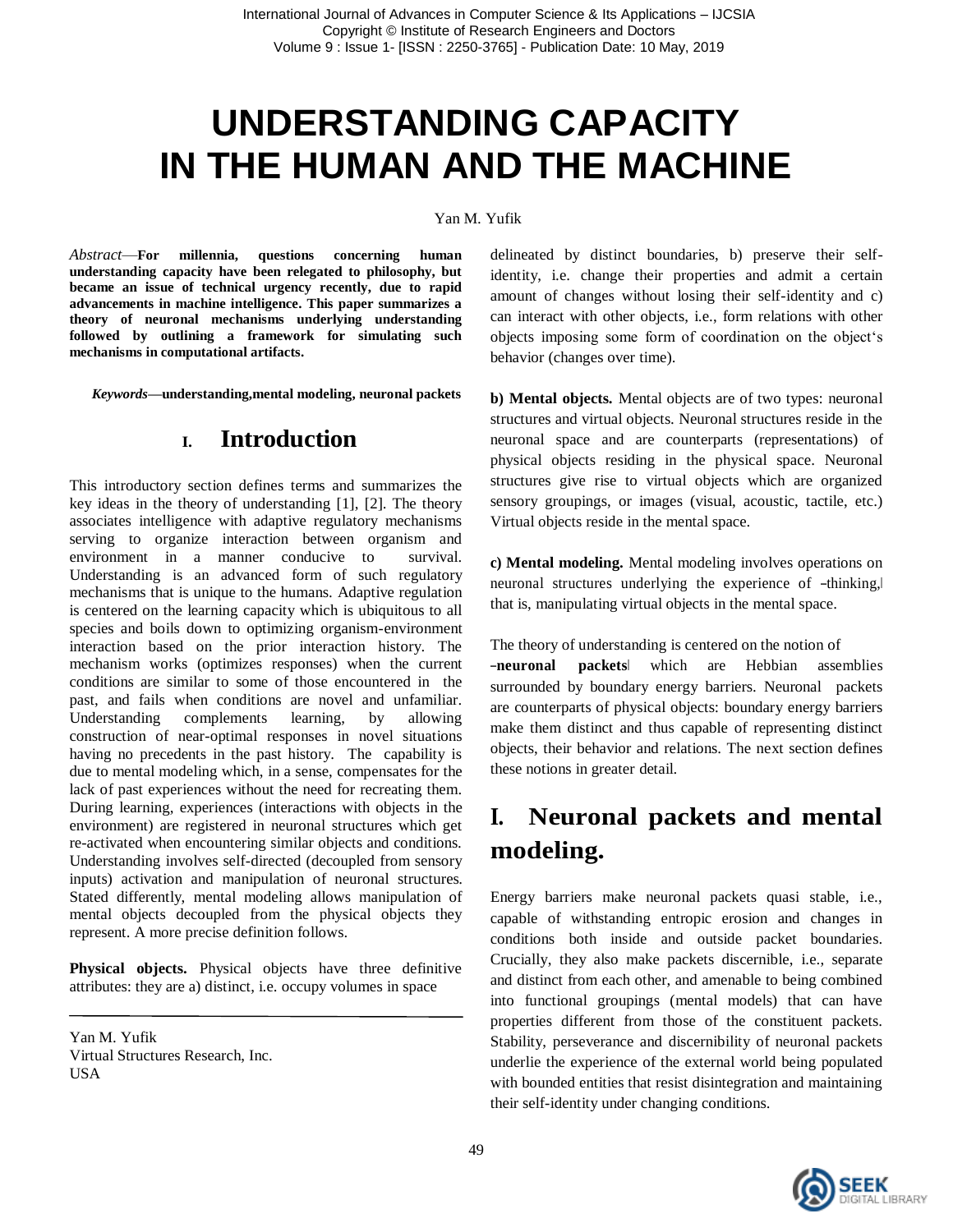# UNDERSTANDING CAPACITY IN THE HUMAN AND THE MACHINE

Yan M. Yufik

*Abstract*—**For millennia, questions concerning human understanding capacity have been relegated to philosophy, but became an issue of technical urgency recently, due to rapid advancements in machine intelligence. This paper summarizes a theory of neuronal mechanisms underlying understanding followed by outlining a framework for simulating such mechanisms in computational artifacts.**

***Keywords***—**understanding,mental modeling, neuronal packets**

## I. Introduction

This introductory section defines terms and summarizes the key ideas in the theory of understanding [1], [2]. The theory associates intelligence with adaptive regulatory mechanisms serving to organize interaction between organism and environment in a manner conducive to survival. Understanding is an advanced form of such regulatory mechanisms that is unique to the humans. Adaptive regulation is centered on the learning capacity which is ubiquitous to all species and boils down to optimizing organism-environment interaction based on the prior interaction history. The mechanism works (optimizes responses) when the current conditions are similar to some of those encountered in the past, and fails when conditions are novel and unfamiliar. Understanding complements learning, by allowing construction of near-optimal responses in novel situations having no precedents in the past history. The capability is due to mental modeling which, in a sense, compensates for the lack of past experiences without the need for recreating them. During learning, experiences (interactions with objects in the environment) are registered in neuronal structures which get re-activated when encountering similar objects and conditions. Understanding involves self-directed (decoupled from sensory inputs) activation and manipulation of neuronal structures. Stated differently, mental modeling allows manipulation of mental objects decoupled from the physical objects they represent. A more precise definition follows.

**Physical objects.** Physical objects have three definitive attributes: they are a) distinct, i.e. occupy volumes in space delineated by distinct boundaries, b) preserve their self-identity, i.e. change their properties and admit a certain amount of changes without losing their self-identity and c) can interact with other objects, i.e., form relations with other objects imposing some form of coordination on the object's behavior (changes over time).

Yan M. Yufik
Virtual Structures Research, Inc.
USA

**b) Mental objects.** Mental objects are of two types: neuronal structures and virtual objects. Neuronal structures reside in the neuronal space and are counterparts (representations) of physical objects residing in the physical space. Neuronal structures give rise to virtual objects which are organized sensory groupings, or images (visual, acoustic, tactile, etc.) Virtual objects reside in the mental space.

**c) Mental modeling.** Mental modeling involves operations on neuronal structures underlying the experience of "thinking," that is, manipulating virtual objects in the mental space.

The theory of understanding is centered on the notion of "**neuronal packets**" which are Hebbian assemblies surrounded by boundary energy barriers. Neuronal packets are counterparts of physical objects: boundary energy barriers make them distinct and thus capable of representing distinct objects, their behavior and relations. The next section defines these notions in greater detail.

## I. Neuronal packets and mental modeling.

Energy barriers make neuronal packets quasi stable, i.e., capable of withstanding entropic erosion and changes in conditions both inside and outside packet boundaries. Crucially, they also make packets discernible, i.e., separate and distinct from each other, and amenable to being combined into functional groupings (mental models) that can have properties different from those of the constituent packets. Stability, perseverance and discernibility of neuronal packets underlie the experience of the external world being populated with bounded entities that resist disintegration and maintaining their self-identity under changing conditions.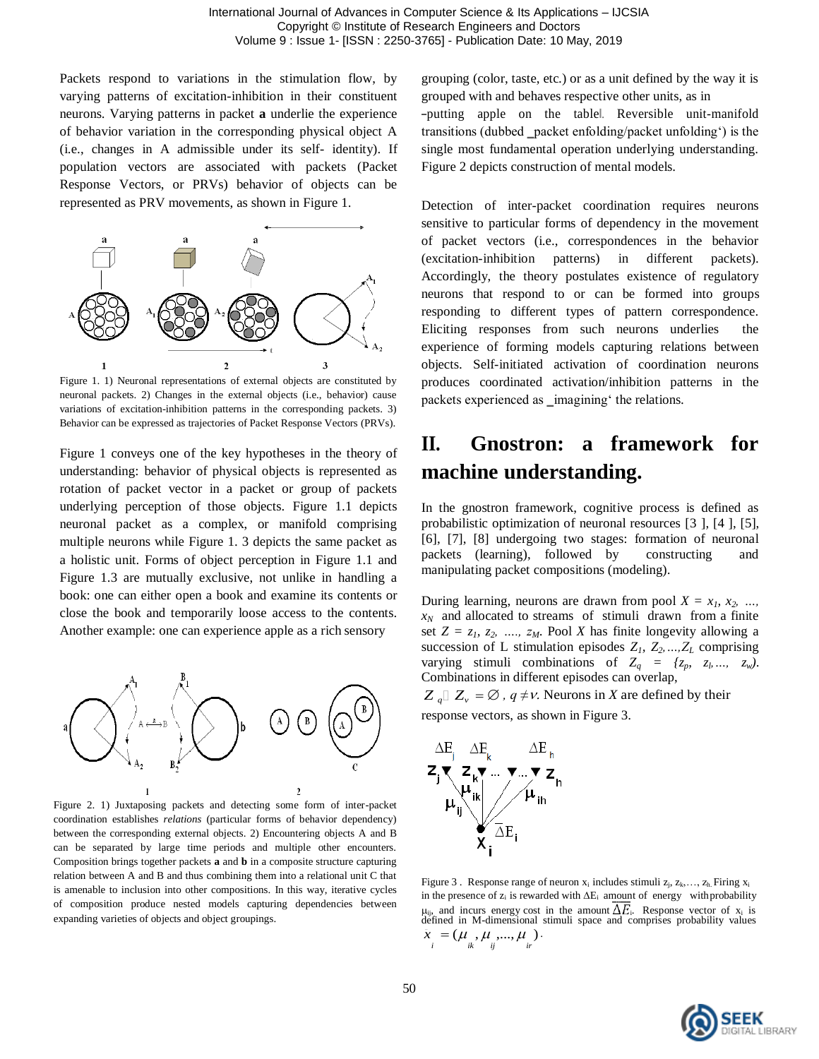Packets respond to variations in the stimulation flow, by varying patterns of excitation-inhibition in their constituent neurons. Varying patterns in packet **a** underlie the experience of behavior variation in the corresponding physical object A (i.e., changes in A admissible under its self- identity). If population vectors are associated with packets (Packet Response Vectors, or PRVs) behavior of objects can be represented as PRV movements, as shown in Figure 1.

Figure 1. 1) Neuronal representations of external objects are constituted by neuronal packets. 2) Changes in the external objects (i.e., behavior) cause variations of excitation-inhibition patterns in the corresponding packets. 3) Behavior can be expressed as trajectories of Packet Response Vectors (PRVs).

Figure 1 conveys one of the key hypotheses in the theory of understanding: behavior of physical objects is represented as rotation of packet vector in a packet or group of packets underlying perception of those objects. Figure 1.1 depicts neuronal packet as a complex, or manifold comprising multiple neurons while Figure 1. 3 depicts the same packet as a holistic unit. Forms of object perception in Figure 1.1 and Figure 1.3 are mutually exclusive, not unlike in handling a book: one can either open a book and examine its contents or close the book and temporarily loose access to the contents. Another example: one can experience apple as a rich sensory grouping (color, taste, etc.) or as a unit defined by the way it is grouped with and behaves respective other units, as in ‗putting apple on the table‖. Reversible unit-manifold transitions (dubbed ‗packet enfolding/packet unfolding') is the single most fundamental operation underlying understanding. Figure 2 depicts construction of mental models.

Figure 2. 1) Juxtaposing packets and detecting some form of inter-packet coordination establishes *relations* (particular forms of behavior dependency) between the corresponding external objects. 2) Encountering objects A and B can be separated by large time periods and multiple other encounters. Composition brings together packets **a** and **b** in a composite structure capturing relation between A and B and thus combining them into a relational unit C that is amenable to inclusion into other compositions. In this way, iterative cycles of composition produce nested models capturing dependencies between expanding varieties of objects and object groupings.

Detection of inter-packet coordination requires neurons sensitive to particular forms of dependency in the movement of packet vectors (i.e., correspondences in the behavior (excitation-inhibition patterns) in different packets). Accordingly, the theory postulates existence of regulatory neurons that respond to or can be formed into groups responding to different types of pattern correspondence. Eliciting responses from such neurons underlies the experience of forming models capturing relations between objects. Self-initiated activation of coordination neurons produces coordinated activation/inhibition patterns in the packets experienced as ‗imagining' the relations.

## II. Gnostron: a framework for machine understanding.

In the gnostron framework, cognitive process is defined as probabilistic optimization of neuronal resources [3 ], [4 ], [5], [6], [7], [8] undergoing two stages: formation of neuronal packets (learning), followed by constructing and manipulating packet compositions (modeling).

During learning, neurons are drawn from pool $X = x_1, x_2, \ldots, x_N$ and allocated to streams of stimuli drawn from a finite set $Z = z_1, z_2, \ldots, z_M$. Pool $X$ has finite longevity allowing a succession of L stimulation episodes $Z_1, Z_2, \ldots, Z_L$ comprising varying stimuli combinations of $Z_q = \{z_p, z_l, \ldots, z_w)$. Combinations in different episodes can overlap, $Z_q \cap Z_v = \varnothing$, $q \neq v$. Neurons in $X$ are defined by their response vectors, as shown in Figure 3.

Figure 3 . Response range of neuron $x_i$ includes stimuli $z_j, z_k, \ldots, z_h$. Firing $x_i$ in the presence of $z_i$ is rewarded with $\Delta E_i$ amount of energy with probability $\mu_{ij}$, and incurs energy cost in the amount $\overline{\Delta E}_i$. Response vector of $x_i$ is defined in M-dimensional stimuli space and comprises probability values $x_i = (\mu_{ik}, \mu_{ij}, \ldots, \mu_{ir})$.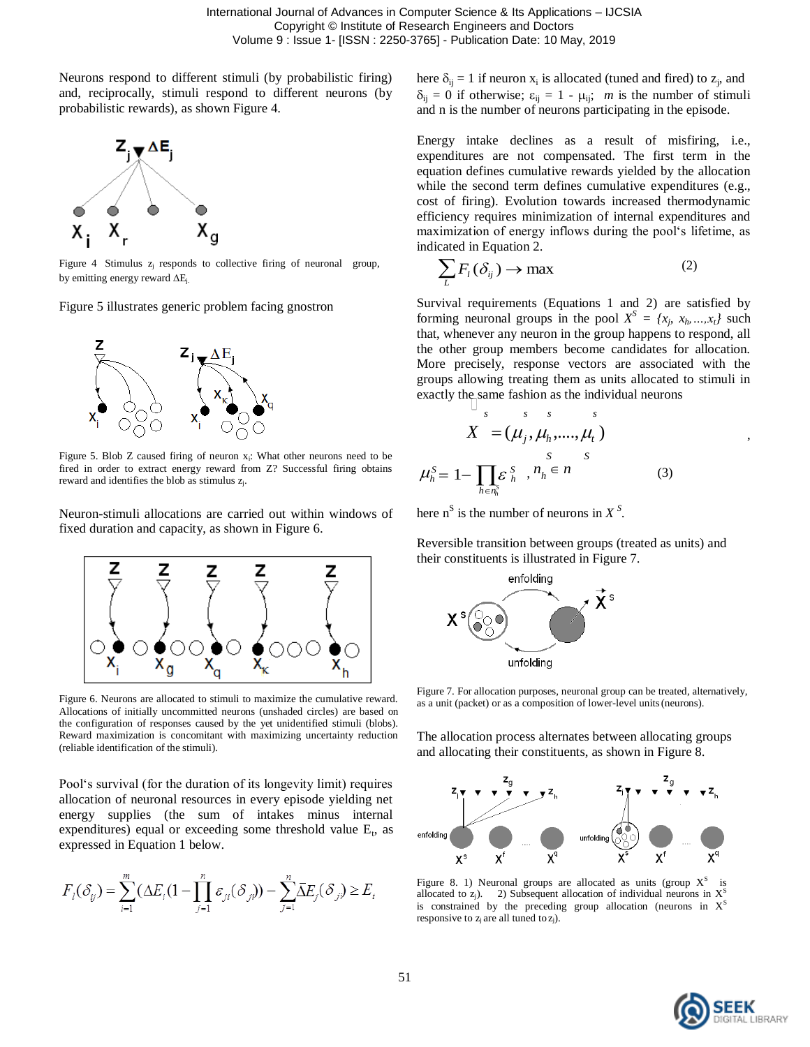Neurons respond to different stimuli (by probabilistic firing) and, reciprocally, stimuli respond to different neurons (by probabilistic rewards), as shown Figure 4.

Figure 4 Stimulus $z_j$ responds to collective firing of neuronal group, by emitting energy reward $\Delta E_j$.

Figure 5 illustrates generic problem facing gnostron

Figure 5. Blob Z caused firing of neuron $x_i$: What other neurons need to be fired in order to extract energy reward from Z? Successful firing obtains reward and identifies the blob as stimulus $z_j$.

Neuron-stimuli allocations are carried out within windows of fixed duration and capacity, as shown in Figure 6.

Figure 6. Neurons are allocated to stimuli to maximize the cumulative reward. Allocations of initially uncommitted neurons (unshaded circles) are based on the configuration of responses caused by the yet unidentified stimuli (blobs). Reward maximization is concomitant with maximizing uncertainty reduction (reliable identification of the stimuli).

Pool's survival (for the duration of its longevity limit) requires allocation of neuronal resources in every episode yielding net energy supplies (the sum of intakes minus internal expenditures) equal or exceeding some threshold value $E_t$, as expressed in Equation 1 below.

$$F_l(\delta_{ij}) = \sum_{i=1}^{m}(\Delta E_i(1-\prod_{j=1}^{n}\varepsilon_{ji}(\delta_{ji})) - \sum_{j=1}^{n}\bar{\Delta}E_j(\delta_{ji}) \geq E_t$$

here $\delta_{ij} = 1$ if neuron $x_i$ is allocated (tuned and fired) to $z_j$, and $\delta_{ij} = 0$ if otherwise; $\varepsilon_{ij} = 1 - \mu_{ij}$; $m$ is the number of stimuli and n is the number of neurons participating in the episode.

Energy intake declines as a result of misfiring, i.e., expenditures are not compensated. The first term in the equation defines cumulative rewards yielded by the allocation while the second term defines cumulative expenditures (e.g., cost of firing). Evolution towards increased thermodynamic efficiency requires minimization of internal expenditures and maximization of energy inflows during the pool's lifetime, as indicated in Equation 2.

$$\sum_{L} F_l(\delta_{ij}) \rightarrow \max \tag{2}$$

Survival requirements (Equations 1 and 2) are satisfied by forming neuronal groups in the pool $X^S = \{x_j, x_h, \ldots, x_t\}$ such that, whenever any neuron in the group happens to respond, all the other group members become candidates for allocation. More precisely, response vectors are associated with the groups allowing treating them as units allocated to stimuli in exactly the same fashion as the individual neurons

$$\vec{X}^s = (\mu_j^s, \mu_h^s, \ldots, \mu_t^s),$$

$$\mu_h^S = 1 - \prod_{h \in n_h^S} \varepsilon_h^S, \quad n_h^S \in n^S \tag{3}$$

here $n^S$ is the number of neurons in $X^S$.

Reversible transition between groups (treated as units) and their constituents is illustrated in Figure 7.

Figure 7. For allocation purposes, neuronal group can be treated, alternatively, as a unit (packet) or as a composition of lower-level units (neurons).

The allocation process alternates between allocating groups and allocating their constituents, as shown in Figure 8.

Figure 8. 1) Neuronal groups are allocated as units (group $X^S$ is allocated to $z_j$). 2) Subsequent allocation of individual neurons in $X^S$ is constrained by the preceding group allocation (neurons in $X^S$ responsive to $z_j$ are all tuned to $z_j$).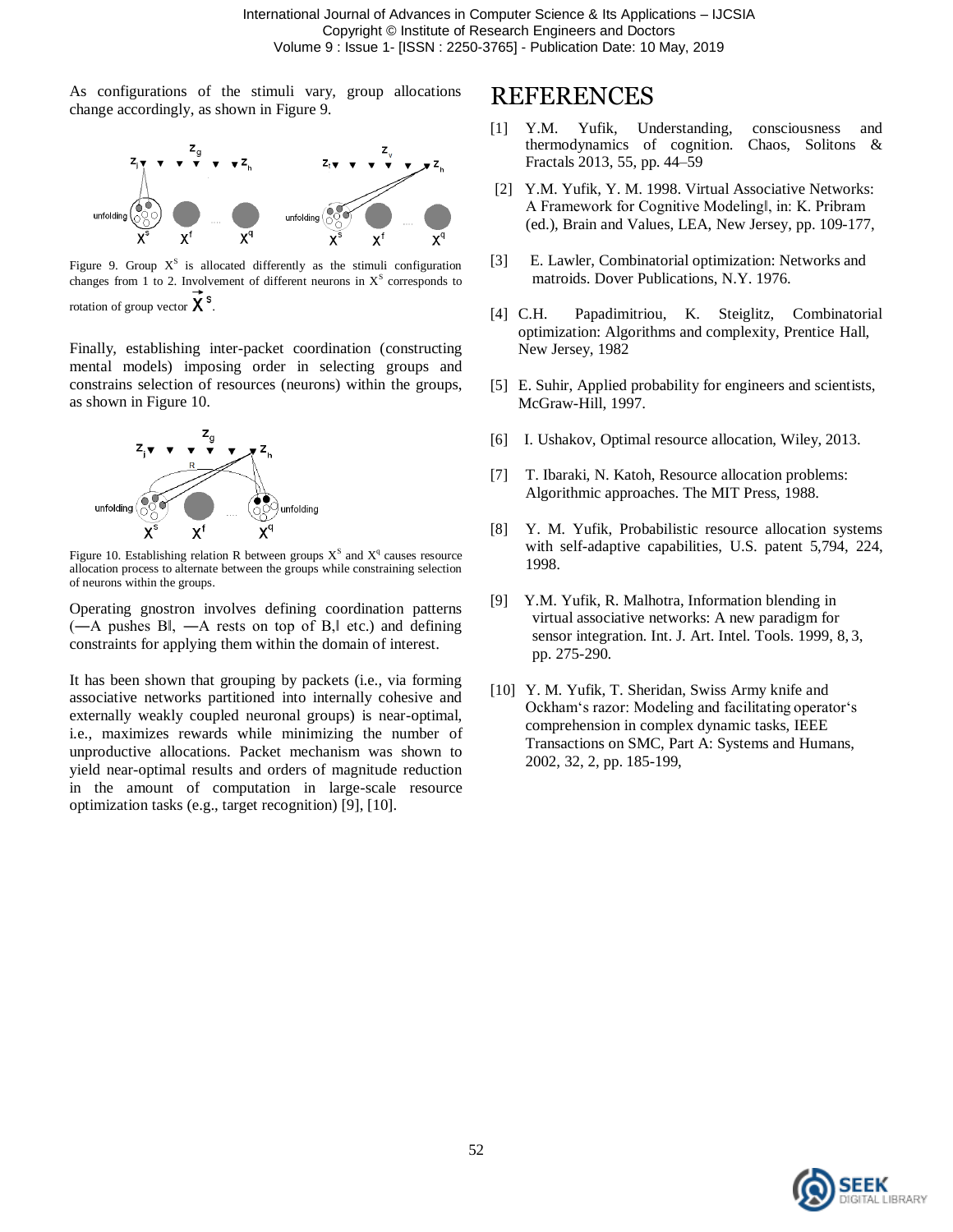As configurations of the stimuli vary, group allocations change accordingly, as shown in Figure 9.

$z_g$

$z_i$

$z_h$

unfolding

$X^s$

$X^f$

....

$X^q$

$z_v$

$z_t$

$z_h$

unfolding

$X^s$

$X^f$

....

$X^q$

Figure 9. Group $X^S$ is allocated differently as the stimuli configuration changes from 1 to 2. Involvement of different neurons in $X^S$ corresponds to rotation of group vector $\vec{X}^S$.

Finally, establishing inter-packet coordination (constructing mental models) imposing order in selecting groups and constrains selection of resources (neurons) within the groups, as shown in Figure 10.

$z_g$

$z_i$

$z_h$

R

unfolding

$X^s$

$X^f$

....

unfolding

$X^q$

Figure 10. Establishing relation R between groups $X^S$ and $X^q$ causes resource allocation process to alternate between the groups while constraining selection of neurons within the groups.

Operating gnostron involves defining coordination patterns (―A pushes B‖, ―A rests on top of B,‖ etc.) and defining constraints for applying them within the domain of interest.

It has been shown that grouping by packets (i.e., via forming associative networks partitioned into internally cohesive and externally weakly coupled neuronal groups) is near-optimal, i.e., maximizes rewards while minimizing the number of unproductive allocations. Packet mechanism was shown to yield near-optimal results and orders of magnitude reduction in the amount of computation in large-scale resource optimization tasks (e.g., target recognition) [9], [10].

# REFERENCES

[1] Y.M. Yufik, Understanding, consciousness and thermodynamics of cognition. Chaos, Solitons & Fractals 2013, 55, pp. 44–59

[2] Y.M. Yufik, Y. M. 1998. Virtual Associative Networks: A Framework for Cognitive Modeling‖, in: K. Pribram (ed.), Brain and Values, LEA, New Jersey, pp. 109-177,

[3] E. Lawler, Combinatorial optimization: Networks and matroids. Dover Publications, N.Y. 1976.

[4] C.H. Papadimitriou, K. Steiglitz, Combinatorial optimization: Algorithms and complexity, Prentice Hall, New Jersey, 1982

[5] E. Suhir, Applied probability for engineers and scientists, McGraw-Hill, 1997.

[6] I. Ushakov, Optimal resource allocation, Wiley, 2013.

[7] T. Ibaraki, N. Katoh, Resource allocation problems: Algorithmic approaches. The MIT Press, 1988.

[8] Y. M. Yufik, Probabilistic resource allocation systems with self-adaptive capabilities, U.S. patent 5,794, 224, 1998.

[9] Y.M. Yufik, R. Malhotra, Information blending in virtual associative networks: A new paradigm for sensor integration. Int. J. Art. Intel. Tools. 1999, 8, 3, pp. 275-290.

[10] Y. M. Yufik, T. Sheridan, Swiss Army knife and Ockham's razor: Modeling and facilitating operator's comprehension in complex dynamic tasks, IEEE Transactions on SMC, Part A: Systems and Humans, 2002, 32, 2, pp. 185-199,